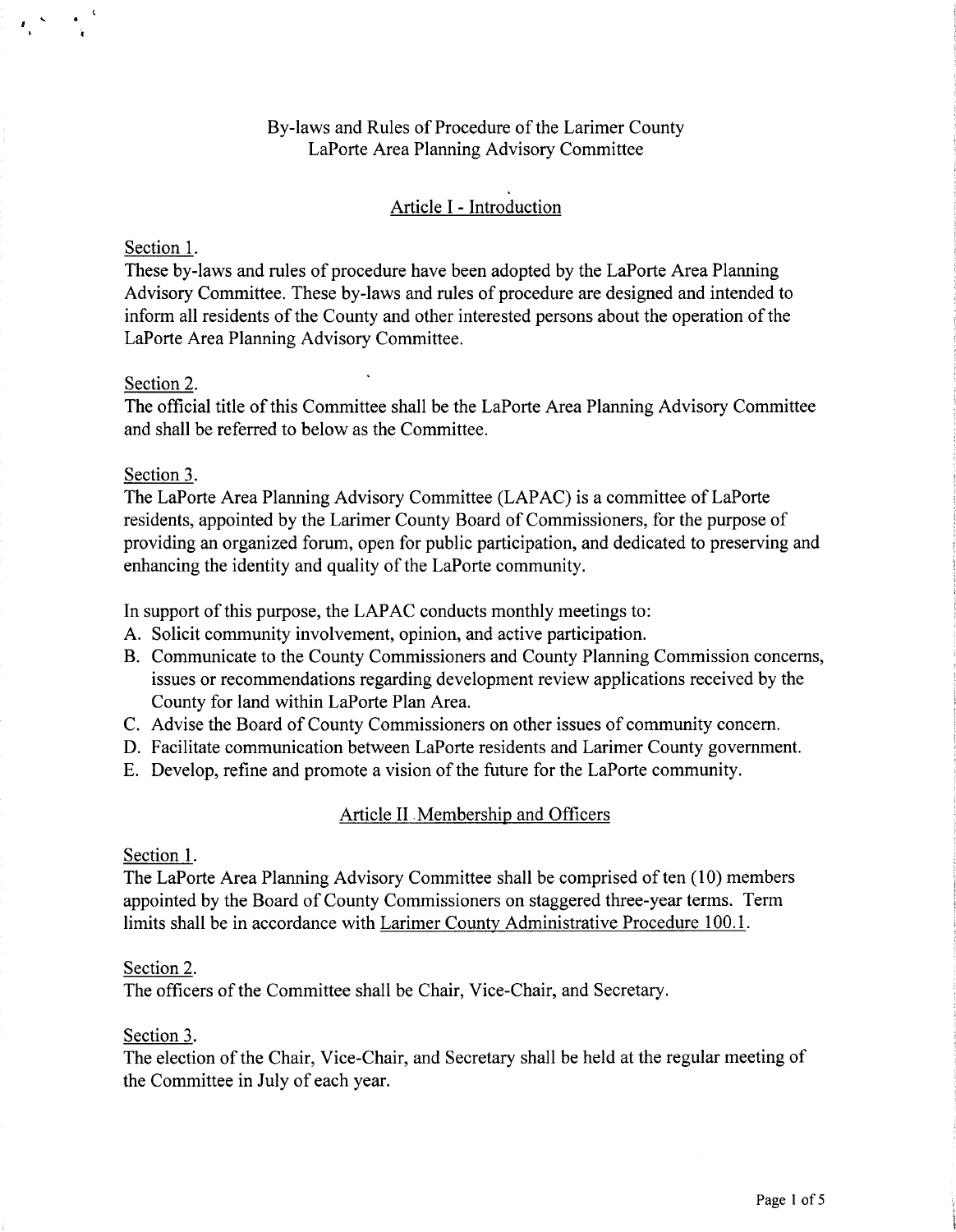# By-laws and Rules of Procedure of the Larimer County LaPorte Area Planning Advisory Committee

## Article I - Introduction

Section 1.

These by-laws and rules of procedure have been adopted by the LaPorte Area Planning Advisory Committee. These by-laws and rules of procedure are designed and intended to inform all residents of the County and other interested persons about the operation of the LaPorte Area Planning Advisory Committee.

Section 2.

The official title of this Committee shall be the LaPorte Area Planning Advisory Committee and shall be referred to below as the Committee.

Section 3.

The LaPorte Area Planning Advisory Committee (LAPAC) is a committee of LaPorte residents, appointed by the Larimer County Board of Commissioners, for the purpose of providing an organized forum, open for public participation, and dedicated to preserving and enhancing the identity and quality of the LaPorte community.

In support of this purpose, the LAPAC conducts monthly meetings to:

A. Solicit community involvement, opinion, and active participation.
B. Communicate to the County Commissioners and County Planning Commission concerns, issues or recommendations regarding development review applications received by the County for land within LaPorte Plan Area.
C. Advise the Board of County Commissioners on other issues of community concern.
D. Facilitate communication between LaPorte residents and Larimer County government.
E. Develop, refine and promote a vision of the future for the LaPorte community.

## Article II Membership and Officers

Section 1.

The LaPorte Area Planning Advisory Committee shall be comprised of ten (10) members appointed by the Board of County Commissioners on staggered three-year terms. Term limits shall be in accordance with Larimer County Administrative Procedure 100.1.

Section 2.

The officers of the Committee shall be Chair, Vice-Chair, and Secretary.

Section 3.

The election of the Chair, Vice-Chair, and Secretary shall be held at the regular meeting of the Committee in July of each year.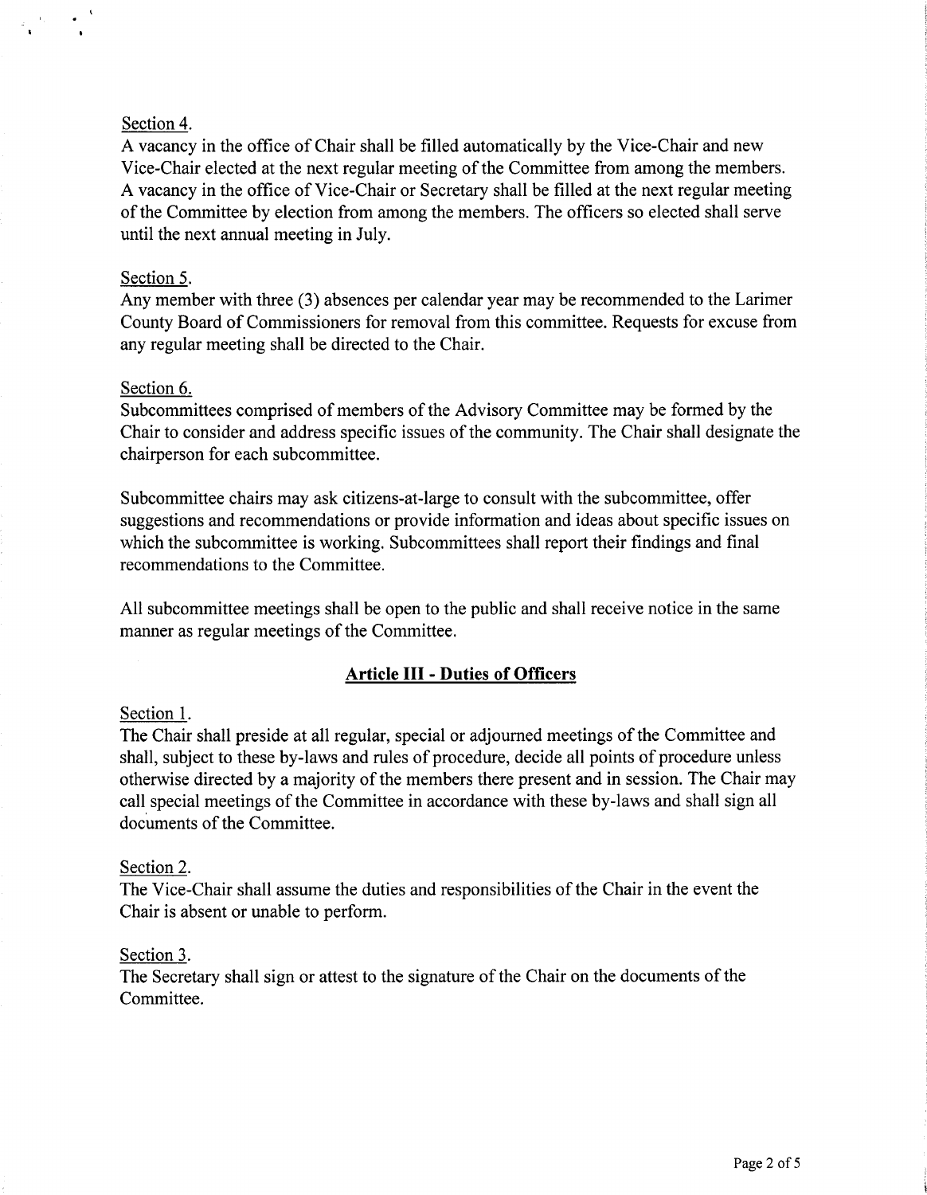Section 4.
A vacancy in the office of Chair shall be filled automatically by the Vice-Chair and new Vice-Chair elected at the next regular meeting of the Committee from among the members. A vacancy in the office of Vice-Chair or Secretary shall be filled at the next regular meeting of the Committee by election from among the members. The officers so elected shall serve until the next annual meeting in July.

Section 5.
Any member with three (3) absences per calendar year may be recommended to the Larimer County Board of Commissioners for removal from this committee. Requests for excuse from any regular meeting shall be directed to the Chair.

Section 6.
Subcommittees comprised of members of the Advisory Committee may be formed by the Chair to consider and address specific issues of the community. The Chair shall designate the chairperson for each subcommittee.

Subcommittee chairs may ask citizens-at-large to consult with the subcommittee, offer suggestions and recommendations or provide information and ideas about specific issues on which the subcommittee is working. Subcommittees shall report their findings and final recommendations to the Committee.

All subcommittee meetings shall be open to the public and shall receive notice in the same manner as regular meetings of the Committee.

## Article III - Duties of Officers

Section 1.
The Chair shall preside at all regular, special or adjourned meetings of the Committee and shall, subject to these by-laws and rules of procedure, decide all points of procedure unless otherwise directed by a majority of the members there present and in session. The Chair may call special meetings of the Committee in accordance with these by-laws and shall sign all documents of the Committee.

Section 2.
The Vice-Chair shall assume the duties and responsibilities of the Chair in the event the Chair is absent or unable to perform.

Section 3.
The Secretary shall sign or attest to the signature of the Chair on the documents of the Committee.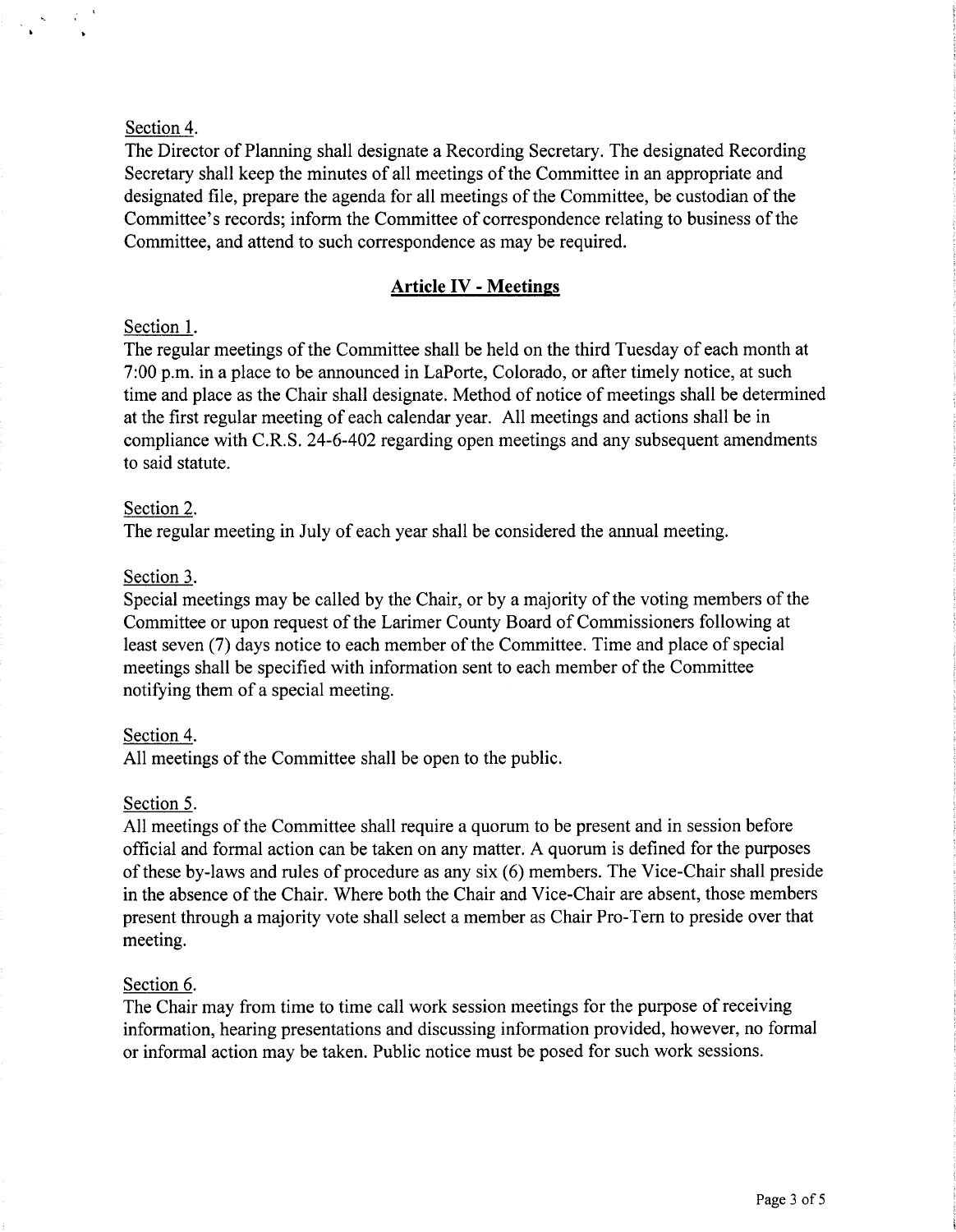Section 4.

The Director of Planning shall designate a Recording Secretary. The designated Recording Secretary shall keep the minutes of all meetings of the Committee in an appropriate and designated file, prepare the agenda for all meetings of the Committee, be custodian of the Committee's records; inform the Committee of correspondence relating to business of the Committee, and attend to such correspondence as may be required.

## Article IV - Meetings

Section 1.

The regular meetings of the Committee shall be held on the third Tuesday of each month at 7:00 p.m. in a place to be announced in LaPorte, Colorado, or after timely notice, at such time and place as the Chair shall designate. Method of notice of meetings shall be determined at the first regular meeting of each calendar year. All meetings and actions shall be in compliance with C.R.S. 24-6-402 regarding open meetings and any subsequent amendments to said statute.

Section 2.

The regular meeting in July of each year shall be considered the annual meeting.

Section 3.

Special meetings may be called by the Chair, or by a majority of the voting members of the Committee or upon request of the Larimer County Board of Commissioners following at least seven (7) days notice to each member of the Committee. Time and place of special meetings shall be specified with information sent to each member of the Committee notifying them of a special meeting.

Section 4.

All meetings of the Committee shall be open to the public.

Section 5.

All meetings of the Committee shall require a quorum to be present and in session before official and formal action can be taken on any matter. A quorum is defined for the purposes of these by-laws and rules of procedure as any six (6) members. The Vice-Chair shall preside in the absence of the Chair. Where both the Chair and Vice-Chair are absent, those members present through a majority vote shall select a member as Chair Pro-Tern to preside over that meeting.

Section 6.

The Chair may from time to time call work session meetings for the purpose of receiving information, hearing presentations and discussing information provided, however, no formal or informal action may be taken. Public notice must be posed for such work sessions.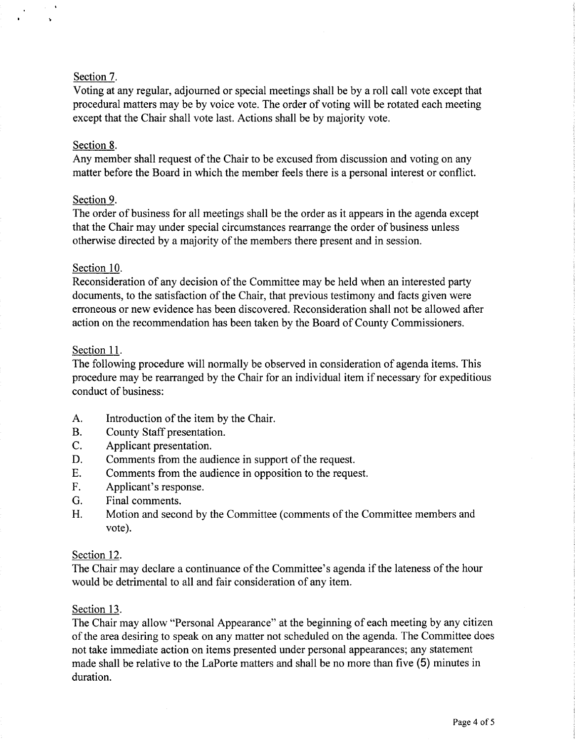Section 7.

Voting at any regular, adjourned or special meetings shall be by a roll call vote except that procedural matters may be by voice vote. The order of voting will be rotated each meeting except that the Chair shall vote last. Actions shall be by majority vote.

Section 8.

Any member shall request of the Chair to be excused from discussion and voting on any matter before the Board in which the member feels there is a personal interest or conflict.

Section 9.

The order of business for all meetings shall be the order as it appears in the agenda except that the Chair may under special circumstances rearrange the order of business unless otherwise directed by a majority of the members there present and in session.

Section 10.

Reconsideration of any decision of the Committee may be held when an interested party documents, to the satisfaction of the Chair, that previous testimony and facts given were erroneous or new evidence has been discovered. Reconsideration shall not be allowed after action on the recommendation has been taken by the Board of County Commissioners.

Section 11.

The following procedure will normally be observed in consideration of agenda items. This procedure may be rearranged by the Chair for an individual item if necessary for expeditious conduct of business:

A. Introduction of the item by the Chair.
B. County Staff presentation.
C. Applicant presentation.
D. Comments from the audience in support of the request.
E. Comments from the audience in opposition to the request.
F. Applicant's response.
G. Final comments.
H. Motion and second by the Committee (comments of the Committee members and vote).

Section 12.

The Chair may declare a continuance of the Committee's agenda if the lateness of the hour would be detrimental to all and fair consideration of any item.

Section 13.

The Chair may allow "Personal Appearance" at the beginning of each meeting by any citizen of the area desiring to speak on any matter not scheduled on the agenda. The Committee does not take immediate action on items presented under personal appearances; any statement made shall be relative to the LaPorte matters and shall be no more than five (5) minutes in duration.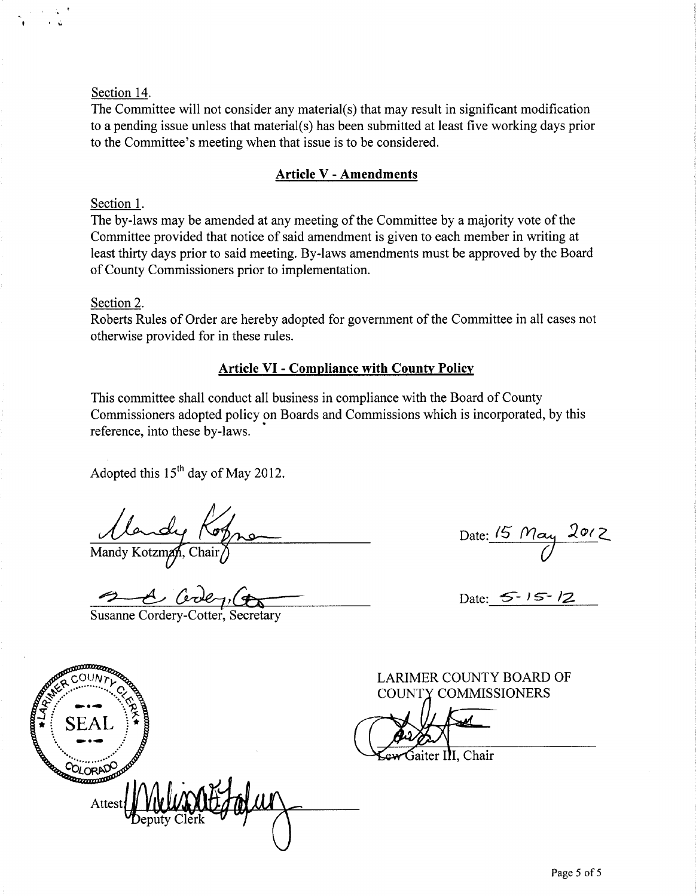Section 14.

The Committee will not consider any material(s) that may result in significant modification to a pending issue unless that material(s) has been submitted at least five working days prior to the Committee's meeting when that issue is to be considered.

## **Article V - Amendments**

Section 1.

The by-laws may be amended at any meeting of the Committee by a majority vote of the Committee provided that notice of said amendment is given to each member in writing at least thirty days prior to said meeting. By-laws amendments must be approved by the Board of County Commissioners prior to implementation.

Section 2.

Roberts Rules of Order are hereby adopted for government of the Committee in all cases not otherwise provided for in these rules.

## **Article VI - Compliance with County Policy**

This committee shall conduct all business in compliance with the Board of County Commissioners adopted policy on Boards and Commissions which is incorporated, by this reference, into these by-laws.

Adopted this 15th day of May 2012.

Mandy Kotzman, Chair

Date: 15 May 2012

Susanne Cordery-Cotter, Secretary

Date: 5-15-12

LARIMER COUNTY CLERK SEAL COLORADO

LARIMER COUNTY BOARD OF COUNTY COMMISSIONERS

Lew Gaiter III, Chair

Attest:

Deputy Clerk